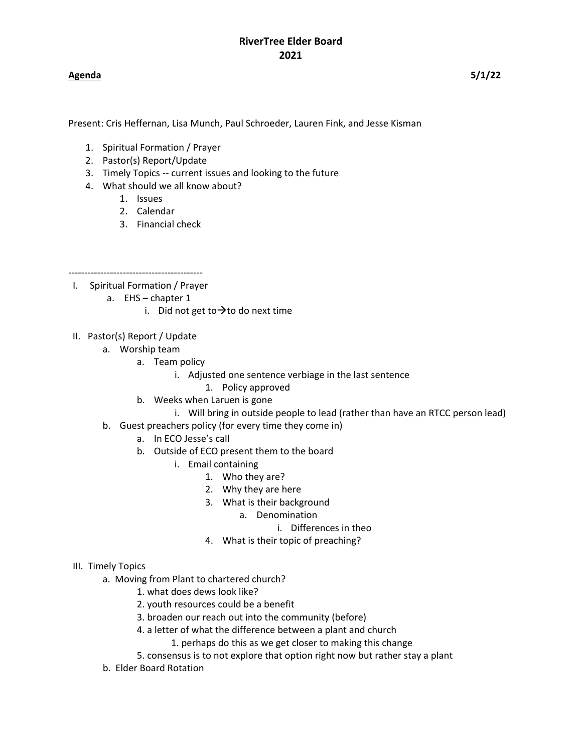# RiverTree Elder Board
# 2021

**Agenda** **5/1/22**

Present: Cris Heffernan, Lisa Munch, Paul Schroeder, Lauren Fink, and Jesse Kisman

1. Spiritual Formation / Prayer
2. Pastor(s) Report/Update
3. Timely Topics -- current issues and looking to the future
4. What should we all know about?
   1. Issues
   2. Calendar
   3. Financial check

------------------------------------------

I. Spiritual Formation / Prayer
   a. EHS – chapter 1
      i. Did not get to→to do next time

II. Pastor(s) Report / Update
   a. Worship team
      a. Team policy
         i. Adjusted one sentence verbiage in the last sentence
            1. Policy approved
      b. Weeks when Laruen is gone
         i. Will bring in outside people to lead (rather than have an RTCC person lead)
   b. Guest preachers policy (for every time they come in)
      a. In ECO Jesse's call
      b. Outside of ECO present them to the board
         i. Email containing
            1. Who they are?
            2. Why they are here
            3. What is their background
               a. Denomination
                  i. Differences in theo
            4. What is their topic of preaching?

III. Timely Topics
   a. Moving from Plant to chartered church?
      1. what does dews look like?
      2. youth resources could be a benefit
      3. broaden our reach out into the community (before)
      4. a letter of what the difference between a plant and church
         1. perhaps do this as we get closer to making this change
      5. consensus is to not explore that option right now but rather stay a plant
   b. Elder Board Rotation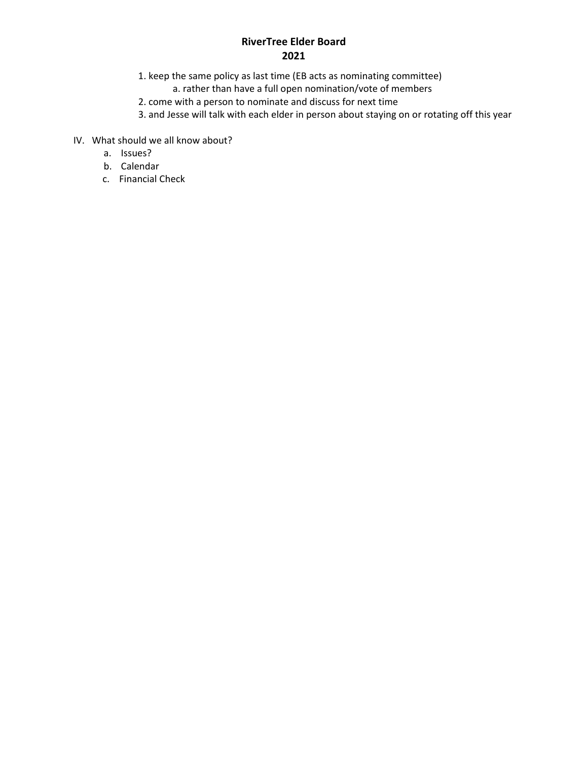1. keep the same policy as last time (EB acts as nominating committee)
    a. rather than have a full open nomination/vote of members
2. come with a person to nominate and discuss for next time
3. and Jesse will talk with each elder in person about staying on or rotating off this year

IV. What should we all know about?
  a. Issues?
  b. Calendar
  c. Financial Check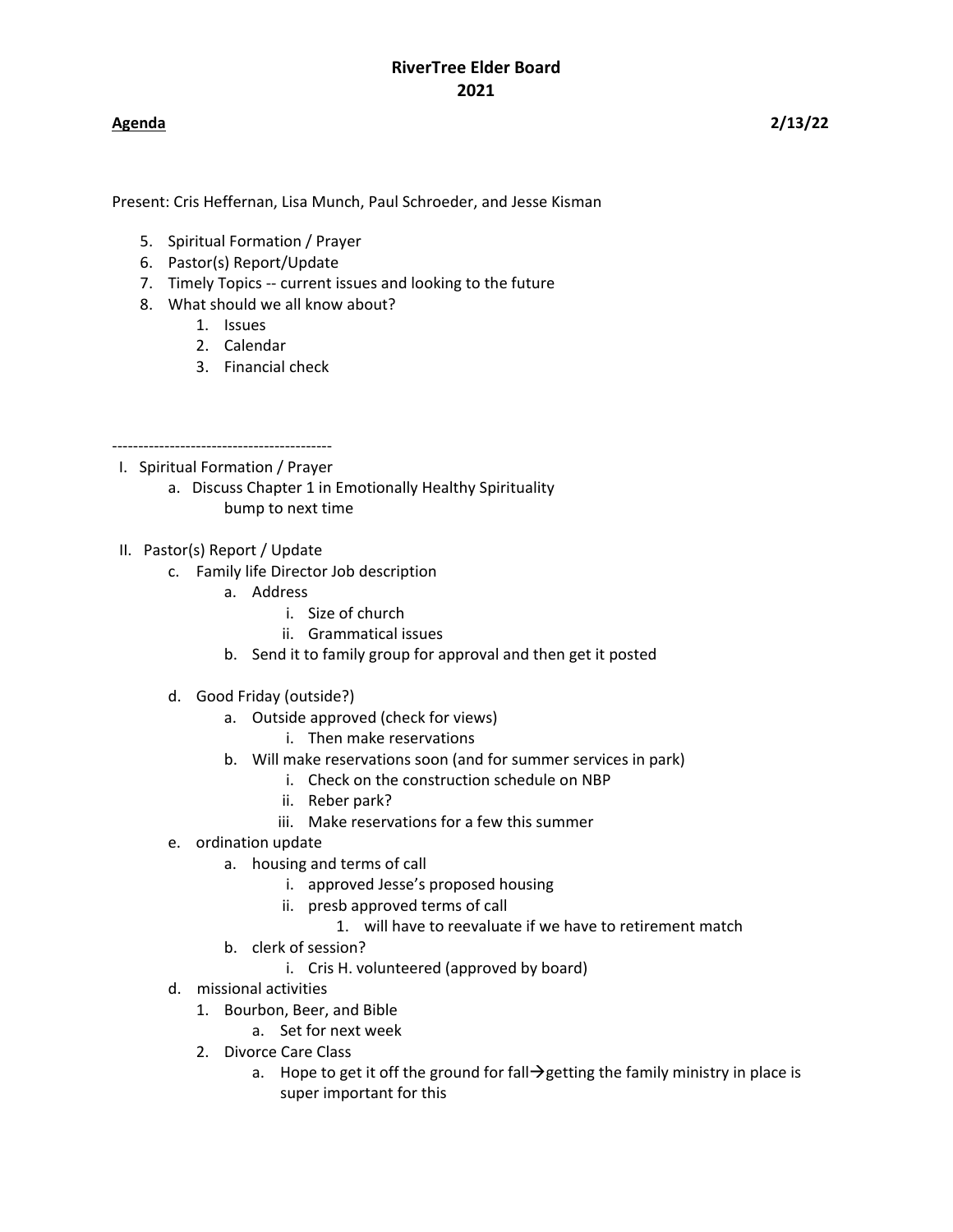**RiverTree Elder Board**
**2021**

**Agenda** **2/13/22**

Present: Cris Heffernan, Lisa Munch, Paul Schroeder, and Jesse Kisman

5. Spiritual Formation / Prayer
6. Pastor(s) Report/Update
7. Timely Topics -- current issues and looking to the future
8. What should we all know about?
    1. Issues
    2. Calendar
    3. Financial check

------------------------------------------

I. Spiritual Formation / Prayer
    a. Discuss Chapter 1 in Emotionally Healthy Spirituality
        bump to next time

II. Pastor(s) Report / Update
    c. Family life Director Job description
        a. Address
            i. Size of church
            ii. Grammatical issues
        b. Send it to family group for approval and then get it posted

    d. Good Friday (outside?)
        a. Outside approved (check for views)
            i. Then make reservations
        b. Will make reservations soon (and for summer services in park)
            i. Check on the construction schedule on NBP
            ii. Reber park?
            iii. Make reservations for a few this summer
    e. ordination update
        a. housing and terms of call
            i. approved Jesse's proposed housing
            ii. presb approved terms of call
                1. will have to reevaluate if we have to retirement match
        b. clerk of session?
            i. Cris H. volunteered (approved by board)
    d. missional activities
        1. Bourbon, Beer, and Bible
            a. Set for next week
        2. Divorce Care Class
            a. Hope to get it off the ground for fall→getting the family ministry in place is super important for this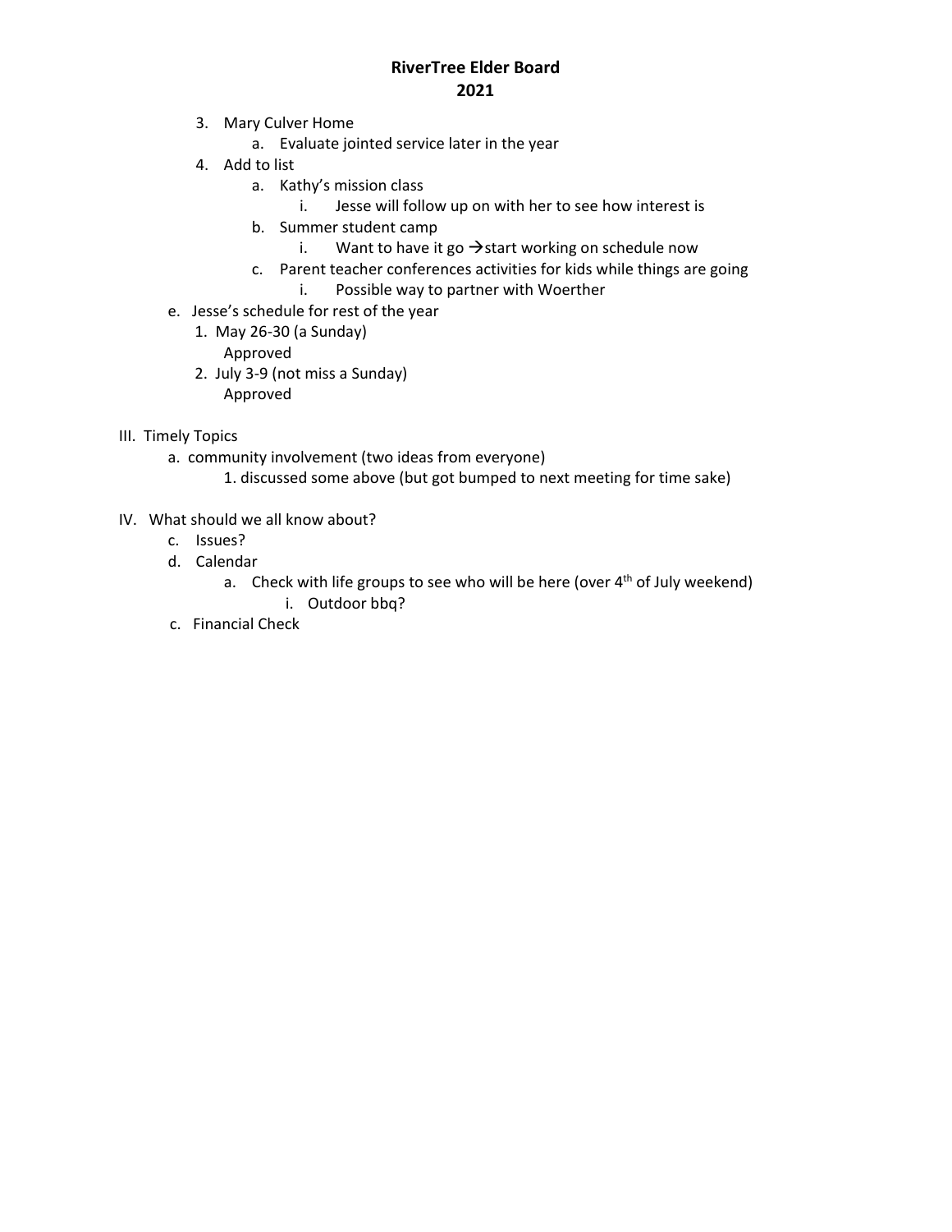**RiverTree Elder Board**
**2021**

3. Mary Culver Home
    a. Evaluate jointed service later in the year
4. Add to list
    a. Kathy's mission class
        i. Jesse will follow up on with her to see how interest is
    b. Summer student camp
        i. Want to have it go →start working on schedule now
    c. Parent teacher conferences activities for kids while things are going
        i. Possible way to partner with Woerther

e. Jesse's schedule for rest of the year
    1. May 26-30 (a Sunday)
       Approved
    2. July 3-9 (not miss a Sunday)
       Approved

III. Timely Topics
    a. community involvement (two ideas from everyone)
        1. discussed some above (but got bumped to next meeting for time sake)

IV. What should we all know about?
    c. Issues?
    d. Calendar
        a. Check with life groups to see who will be here (over 4th of July weekend)
            i. Outdoor bbq?
    c. Financial Check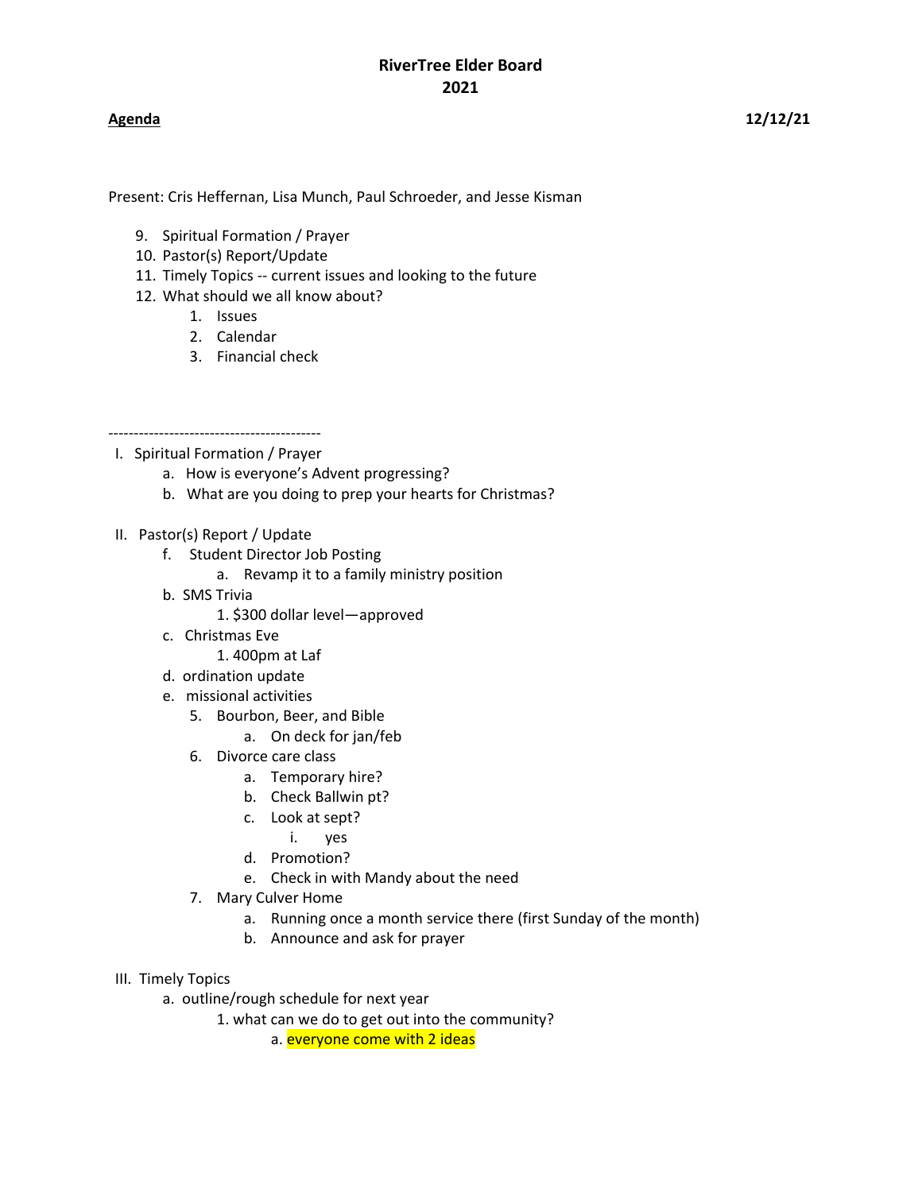**RiverTree Elder Board**
**2021**

**Agenda** **12/12/21**

Present: Cris Heffernan, Lisa Munch, Paul Schroeder, and Jesse Kisman

9. Spiritual Formation / Prayer
10. Pastor(s) Report/Update
11. Timely Topics -- current issues and looking to the future
12. What should we all know about?
    1. Issues
    2. Calendar
    3. Financial check

------------------------------------------

I. Spiritual Formation / Prayer
    a. How is everyone's Advent progressing?
    b. What are you doing to prep your hearts for Christmas?

II. Pastor(s) Report / Update
    f. Student Director Job Posting
        a. Revamp it to a family ministry position
    b. SMS Trivia
        1. $300 dollar level—approved
    c. Christmas Eve
        1. 400pm at Laf
    d. ordination update
    e. missional activities
        5. Bourbon, Beer, and Bible
            a. On deck for jan/feb
        6. Divorce care class
            a. Temporary hire?
            b. Check Ballwin pt?
            c. Look at sept?
                i. yes
            d. Promotion?
            e. Check in with Mandy about the need
        7. Mary Culver Home
            a. Running once a month service there (first Sunday of the month)
            b. Announce and ask for prayer

III. Timely Topics
    a. outline/rough schedule for next year
        1. what can we do to get out into the community?
            a. everyone come with 2 ideas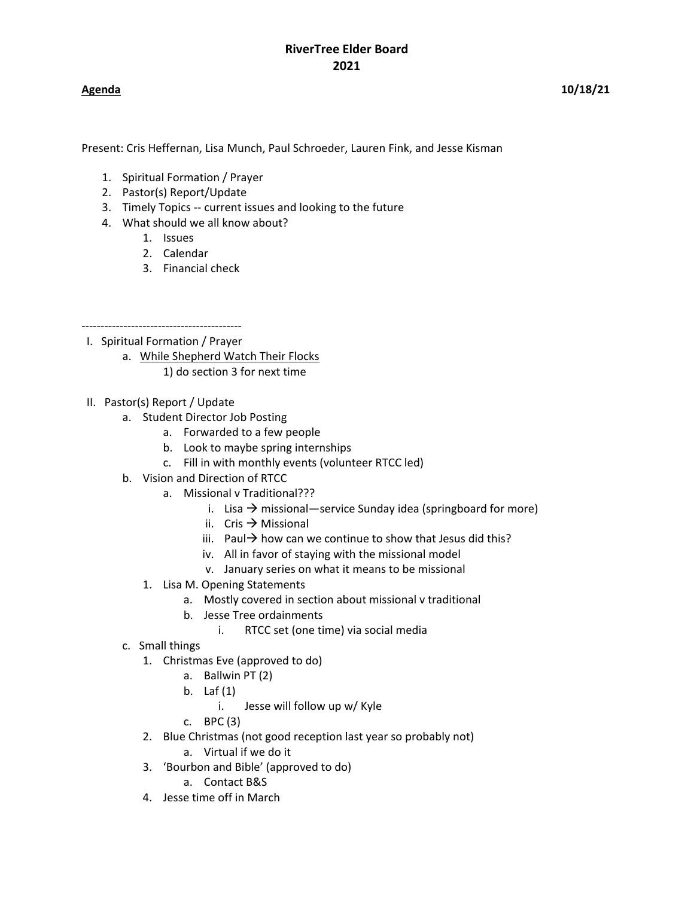# RiverTree Elder Board
# 2021

**Agenda** **10/18/21**

Present: Cris Heffernan, Lisa Munch, Paul Schroeder, Lauren Fink, and Jesse Kisman

1. Spiritual Formation / Prayer
2. Pastor(s) Report/Update
3. Timely Topics -- current issues and looking to the future
4. What should we all know about?
   1. Issues
   2. Calendar
   3. Financial check

------------------------------------------

I. Spiritual Formation / Prayer
   a. <u>While Shepherd Watch Their Flocks</u>
      1) do section 3 for next time

II. Pastor(s) Report / Update
   a. Student Director Job Posting
      a. Forwarded to a few people
      b. Look to maybe spring internships
      c. Fill in with monthly events (volunteer RTCC led)
   b. Vision and Direction of RTCC
      a. Missional v Traditional???
         i. Lisa → missional—service Sunday idea (springboard for more)
         ii. Cris → Missional
         iii. Paul→ how can we continue to show that Jesus did this?
         iv. All in favor of staying with the missional model
         v. January series on what it means to be missional
   1. Lisa M. Opening Statements
      a. Mostly covered in section about missional v traditional
      b. Jesse Tree ordainments
         i. RTCC set (one time) via social media
   c. Small things
   1. Christmas Eve (approved to do)
      a. Ballwin PT (2)
      b. Laf (1)
         i. Jesse will follow up w/ Kyle
      c. BPC (3)
   2. Blue Christmas (not good reception last year so probably not)
      a. Virtual if we do it
   3. 'Bourbon and Bible' (approved to do)
      a. Contact B&S
   4. Jesse time off in March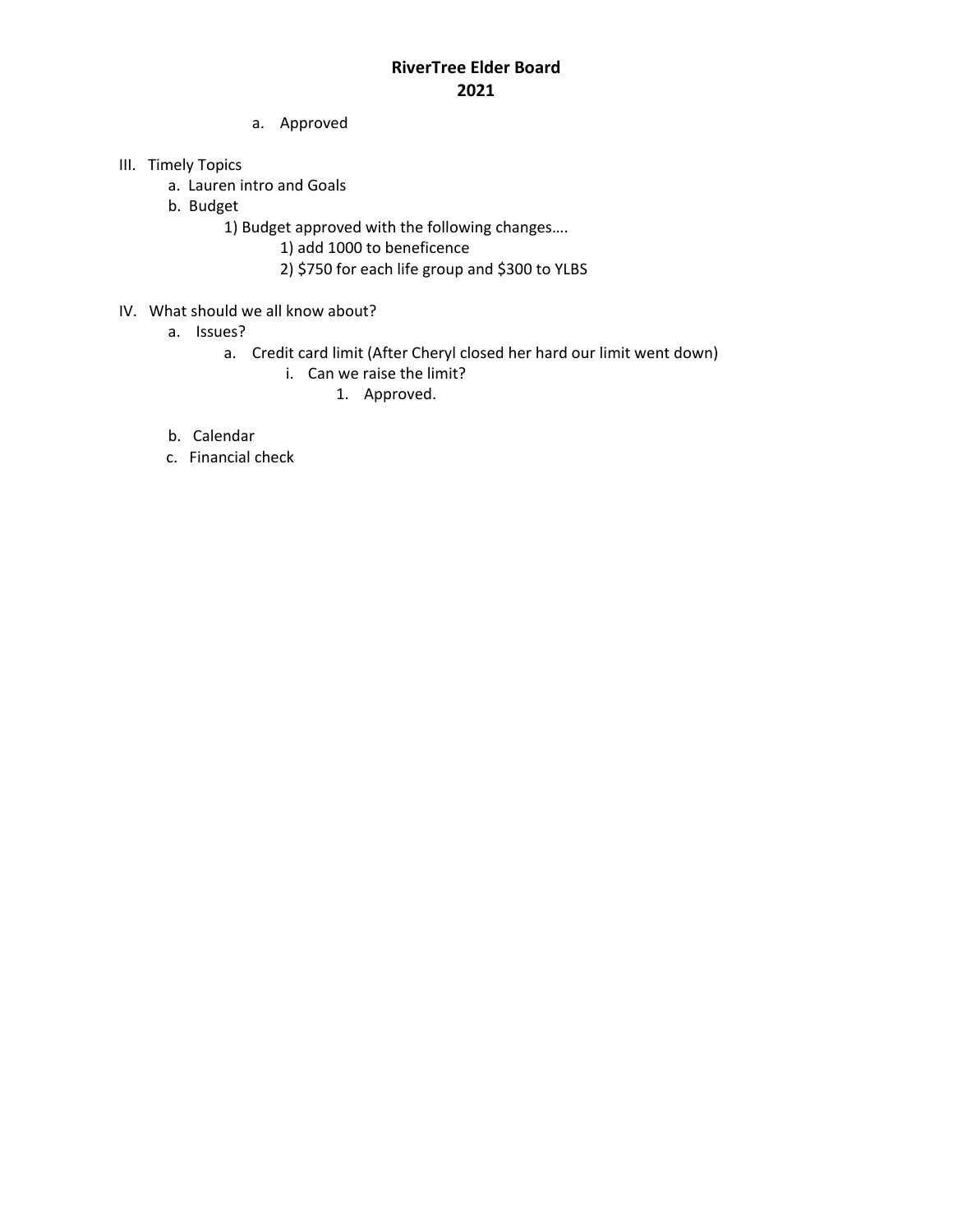**RiverTree Elder Board**
**2021**

a. Approved

III. Timely Topics
   a. Lauren intro and Goals
   b. Budget
      1) Budget approved with the following changes….
         1) add 1000 to beneficence
         2) $750 for each life group and $300 to YLBS

IV. What should we all know about?
   a. Issues?
      a. Credit card limit (After Cheryl closed her hard our limit went down)
         i. Can we raise the limit?
            1. Approved.

   b. Calendar
   c. Financial check